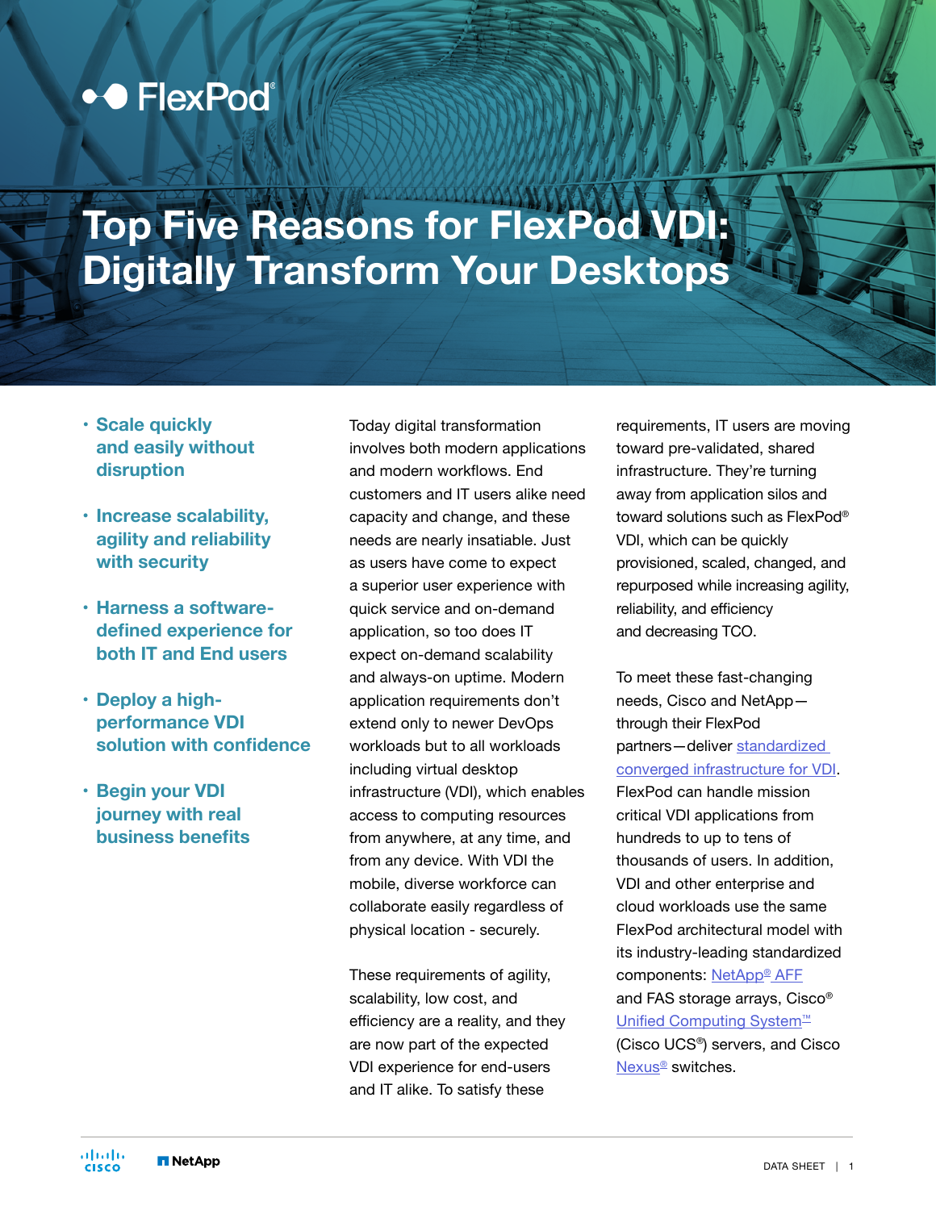FlexPod®

# Top Five Reasons for FlexPod VDI: Digitally Transform Your Desktops

- **Scale quickly and easily without disruption**
- **Increase scalability, agility and reliability with security**
- **Harness a software-defined experience for both IT and End users**
- **Deploy a high-performance VDI solution with confidence**
- **Begin your VDI journey with real business benefits**

Today digital transformation involves both modern applications and modern workflows. End customers and IT users alike need capacity and change, and these needs are nearly insatiable. Just as users have come to expect a superior user experience with quick service and on-demand application, so too does IT expect on-demand scalability and always-on uptime. Modern application requirements don't extend only to newer DevOps workloads but to all workloads including virtual desktop infrastructure (VDI), which enables access to computing resources from anywhere, at any time, and from any device. With VDI the mobile, diverse workforce can collaborate easily regardless of physical location - securely.

These requirements of agility, scalability, low cost, and efficiency are a reality, and they are now part of the expected VDI experience for end-users and IT alike. To satisfy these requirements, IT users are moving toward pre-validated, shared infrastructure. They're turning away from application silos and toward solutions such as FlexPod® VDI, which can be quickly provisioned, scaled, changed, and repurposed while increasing agility, reliability, and efficiency and decreasing TCO.

To meet these fast-changing needs, Cisco and NetApp—through their FlexPod partners—deliver standardized converged infrastructure for VDI. FlexPod can handle mission critical VDI applications from hundreds to up to tens of thousands of users. In addition, VDI and other enterprise and cloud workloads use the same FlexPod architectural model with its industry-leading standardized components: NetApp® AFF and FAS storage arrays, Cisco® Unified Computing System™ (Cisco UCS®) servers, and Cisco Nexus® switches.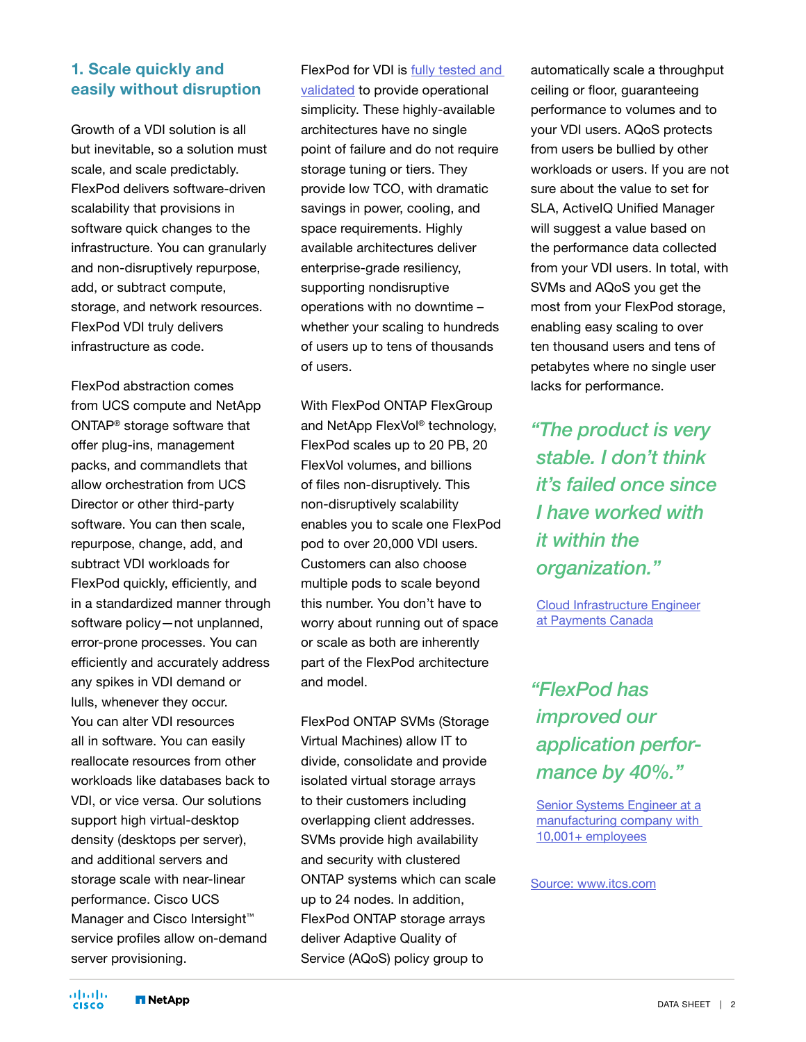## 1. Scale quickly and easily without disruption

Growth of a VDI solution is all but inevitable, so a solution must scale, and scale predictably. FlexPod delivers software-driven scalability that provisions in software quick changes to the infrastructure. You can granularly and non-disruptively repurpose, add, or subtract compute, storage, and network resources. FlexPod VDI truly delivers infrastructure as code.

FlexPod abstraction comes from UCS compute and NetApp ONTAP® storage software that offer plug-ins, management packs, and commandlets that allow orchestration from UCS Director or other third-party software. You can then scale, repurpose, change, add, and subtract VDI workloads for FlexPod quickly, efficiently, and in a standardized manner through software policy—not unplanned, error-prone processes. You can efficiently and accurately address any spikes in VDI demand or lulls, whenever they occur. You can alter VDI resources all in software. You can easily reallocate resources from other workloads like databases back to VDI, or vice versa. Our solutions support high virtual-desktop density (desktops per server), and additional servers and storage scale with near-linear performance. Cisco UCS Manager and Cisco Intersight™ service profiles allow on-demand server provisioning.

FlexPod for VDI is [fully tested and validated] to provide operational simplicity. These highly-available architectures have no single point of failure and do not require storage tuning or tiers. They provide low TCO, with dramatic savings in power, cooling, and space requirements. Highly available architectures deliver enterprise-grade resiliency, supporting nondisruptive operations with no downtime – whether your scaling to hundreds of users up to tens of thousands of users.

With FlexPod ONTAP FlexGroup and NetApp FlexVol® technology, FlexPod scales up to 20 PB, 20 FlexVol volumes, and billions of files non-disruptively. This non-disruptively scalability enables you to scale one FlexPod pod to over 20,000 VDI users. Customers can also choose multiple pods to scale beyond this number. You don't have to worry about running out of space or scale as both are inherently part of the FlexPod architecture and model.

FlexPod ONTAP SVMs (Storage Virtual Machines) allow IT to divide, consolidate and provide isolated virtual storage arrays to their customers including overlapping client addresses. SVMs provide high availability and security with clustered ONTAP systems which can scale up to 24 nodes. In addition, FlexPod ONTAP storage arrays deliver Adaptive Quality of Service (AQoS) policy group to automatically scale a throughput ceiling or floor, guaranteeing performance to volumes and to your VDI users. AQoS protects from users be bullied by other workloads or users. If you are not sure about the value to set for SLA, ActiveIQ Unified Manager will suggest a value based on the performance data collected from your VDI users. In total, with SVMs and AQoS you get the most from your FlexPod storage, enabling easy scaling to over ten thousand users and tens of petabytes where no single user lacks for performance.

*"The product is very stable. I don't think it's failed once since I have worked with it within the organization."*

Cloud Infrastructure Engineer at Payments Canada

*"FlexPod has improved our application performance by 40%."*

Senior Systems Engineer at a manufacturing company with 10,001+ employees

Source: www.itcs.com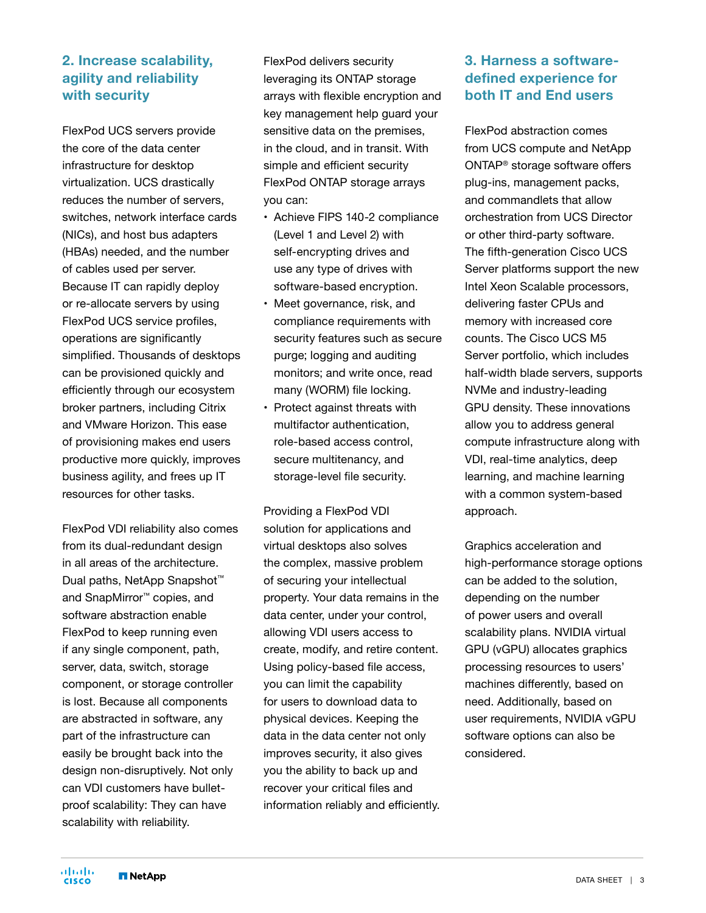## 2. Increase scalability, agility and reliability with security

FlexPod UCS servers provide the core of the data center infrastructure for desktop virtualization. UCS drastically reduces the number of servers, switches, network interface cards (NICs), and host bus adapters (HBAs) needed, and the number of cables used per server. Because IT can rapidly deploy or re-allocate servers by using FlexPod UCS service profiles, operations are significantly simplified. Thousands of desktops can be provisioned quickly and efficiently through our ecosystem broker partners, including Citrix and VMware Horizon. This ease of provisioning makes end users productive more quickly, improves business agility, and frees up IT resources for other tasks.

FlexPod VDI reliability also comes from its dual-redundant design in all areas of the architecture. Dual paths, NetApp Snapshot™ and SnapMirror™ copies, and software abstraction enable FlexPod to keep running even if any single component, path, server, data, switch, storage component, or storage controller is lost. Because all components are abstracted in software, any part of the infrastructure can easily be brought back into the design non-disruptively. Not only can VDI customers have bullet-proof scalability: They can have scalability with reliability.

FlexPod delivers security leveraging its ONTAP storage arrays with flexible encryption and key management help guard your sensitive data on the premises, in the cloud, and in transit. With simple and efficient security FlexPod ONTAP storage arrays you can:

- Achieve FIPS 140-2 compliance (Level 1 and Level 2) with self-encrypting drives and use any type of drives with software-based encryption.
- Meet governance, risk, and compliance requirements with security features such as secure purge; logging and auditing monitors; and write once, read many (WORM) file locking.
- Protect against threats with multifactor authentication, role-based access control, secure multitenancy, and storage-level file security.

Providing a FlexPod VDI solution for applications and virtual desktops also solves the complex, massive problem of securing your intellectual property. Your data remains in the data center, under your control, allowing VDI users access to create, modify, and retire content. Using policy-based file access, you can limit the capability for users to download data to physical devices. Keeping the data in the data center not only improves security, it also gives you the ability to back up and recover your critical files and information reliably and efficiently.

## 3. Harness a software-defined experience for both IT and End users

FlexPod abstraction comes from UCS compute and NetApp ONTAP® storage software offers plug-ins, management packs, and commandlets that allow orchestration from UCS Director or other third-party software. The fifth-generation Cisco UCS Server platforms support the new Intel Xeon Scalable processors, delivering faster CPUs and memory with increased core counts. The Cisco UCS M5 Server portfolio, which includes half-width blade servers, supports NVMe and industry-leading GPU density. These innovations allow you to address general compute infrastructure along with VDI, real-time analytics, deep learning, and machine learning with a common system-based approach.

Graphics acceleration and high-performance storage options can be added to the solution, depending on the number of power users and overall scalability plans. NVIDIA virtual GPU (vGPU) allocates graphics processing resources to users' machines differently, based on need. Additionally, based on user requirements, NVIDIA vGPU software options can also be considered.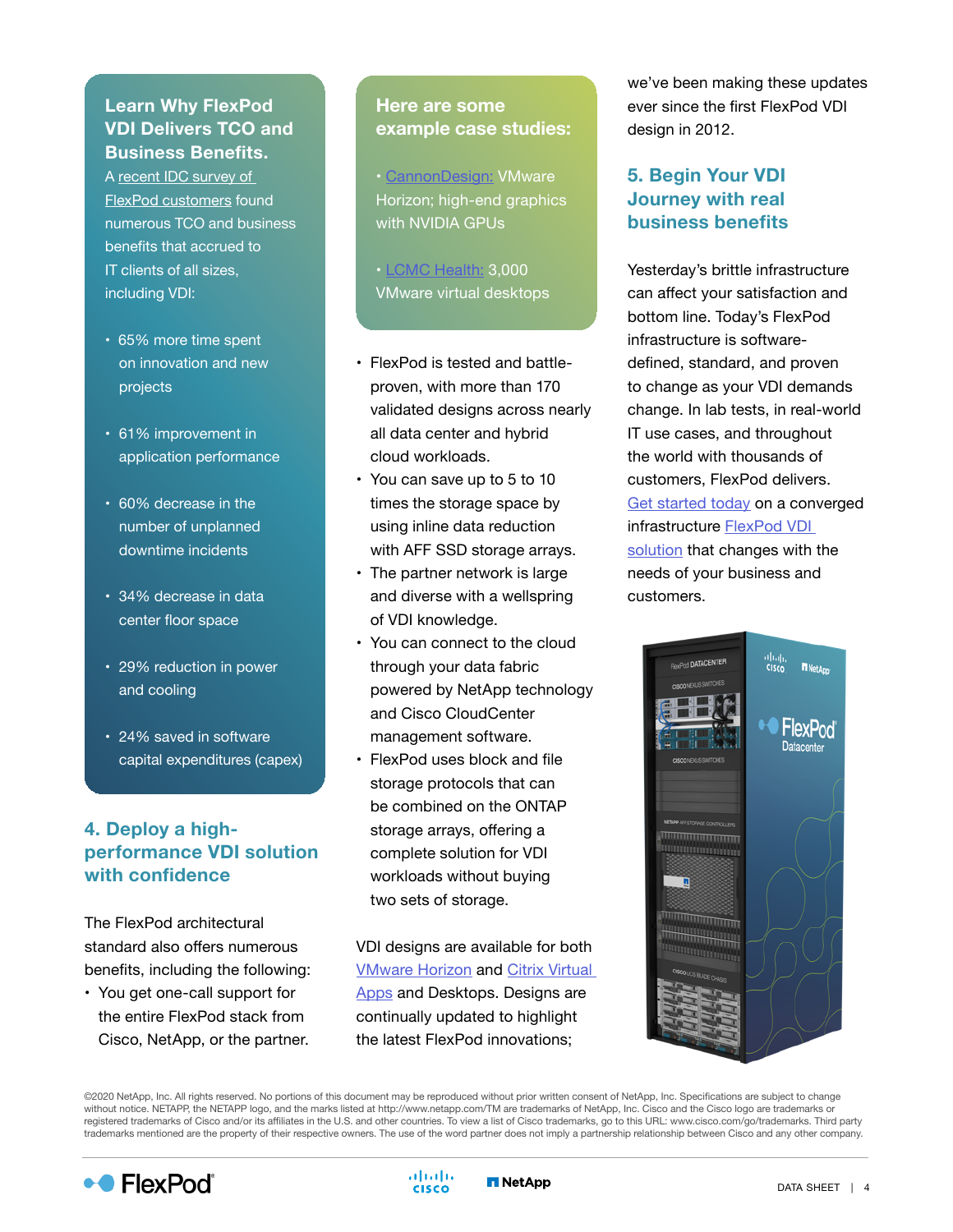### Learn Why FlexPod VDI Delivers TCO and Business Benefits.

A recent IDC survey of FlexPod customers found numerous TCO and business benefits that accrued to IT clients of all sizes, including VDI:

- 65% more time spent on innovation and new projects
- 61% improvement in application performance
- 60% decrease in the number of unplanned downtime incidents
- 34% decrease in data center floor space
- 29% reduction in power and cooling
- 24% saved in software capital expenditures (capex)

## 4. Deploy a high-performance VDI solution with confidence

The FlexPod architectural standard also offers numerous benefits, including the following:

- You get one-call support for the entire FlexPod stack from Cisco, NetApp, or the partner.

### Here are some example case studies:

- CannonDesign: VMware Horizon; high-end graphics with NVIDIA GPUs
- LCMC Health: 3,000 VMware virtual desktops

- FlexPod is tested and battle-proven, with more than 170 validated designs across nearly all data center and hybrid cloud workloads.
- You can save up to 5 to 10 times the storage space by using inline data reduction with AFF SSD storage arrays.
- The partner network is large and diverse with a wellspring of VDI knowledge.
- You can connect to the cloud through your data fabric powered by NetApp technology and Cisco CloudCenter management software.
- FlexPod uses block and file storage protocols that can be combined on the ONTAP storage arrays, offering a complete solution for VDI workloads without buying two sets of storage.

VDI designs are available for both VMware Horizon and Citrix Virtual Apps and Desktops. Designs are continually updated to highlight the latest FlexPod innovations; we've been making these updates ever since the first FlexPod VDI design in 2012.

## 5. Begin Your VDI Journey with real business benefits

Yesterday's brittle infrastructure can affect your satisfaction and bottom line. Today's FlexPod infrastructure is software-defined, standard, and proven to change as your VDI demands change. In lab tests, in real-world IT use cases, and throughout the world with thousands of customers, FlexPod delivers. Get started today on a converged infrastructure FlexPod VDI solution that changes with the needs of your business and customers.

©2020 NetApp, Inc. All rights reserved. No portions of this document may be reproduced without prior written consent of NetApp, Inc. Specifications are subject to change without notice. NETAPP, the NETAPP logo, and the marks listed at http://www.netapp.com/TM are trademarks of NetApp, Inc. Cisco and the Cisco logo are trademarks or registered trademarks of Cisco and/or its affiliates in the U.S. and other countries. To view a list of Cisco trademarks, go to this URL: www.cisco.com/go/trademarks. Third party trademarks mentioned are the property of their respective owners. The use of the word partner does not imply a partnership relationship between Cisco and any other company.